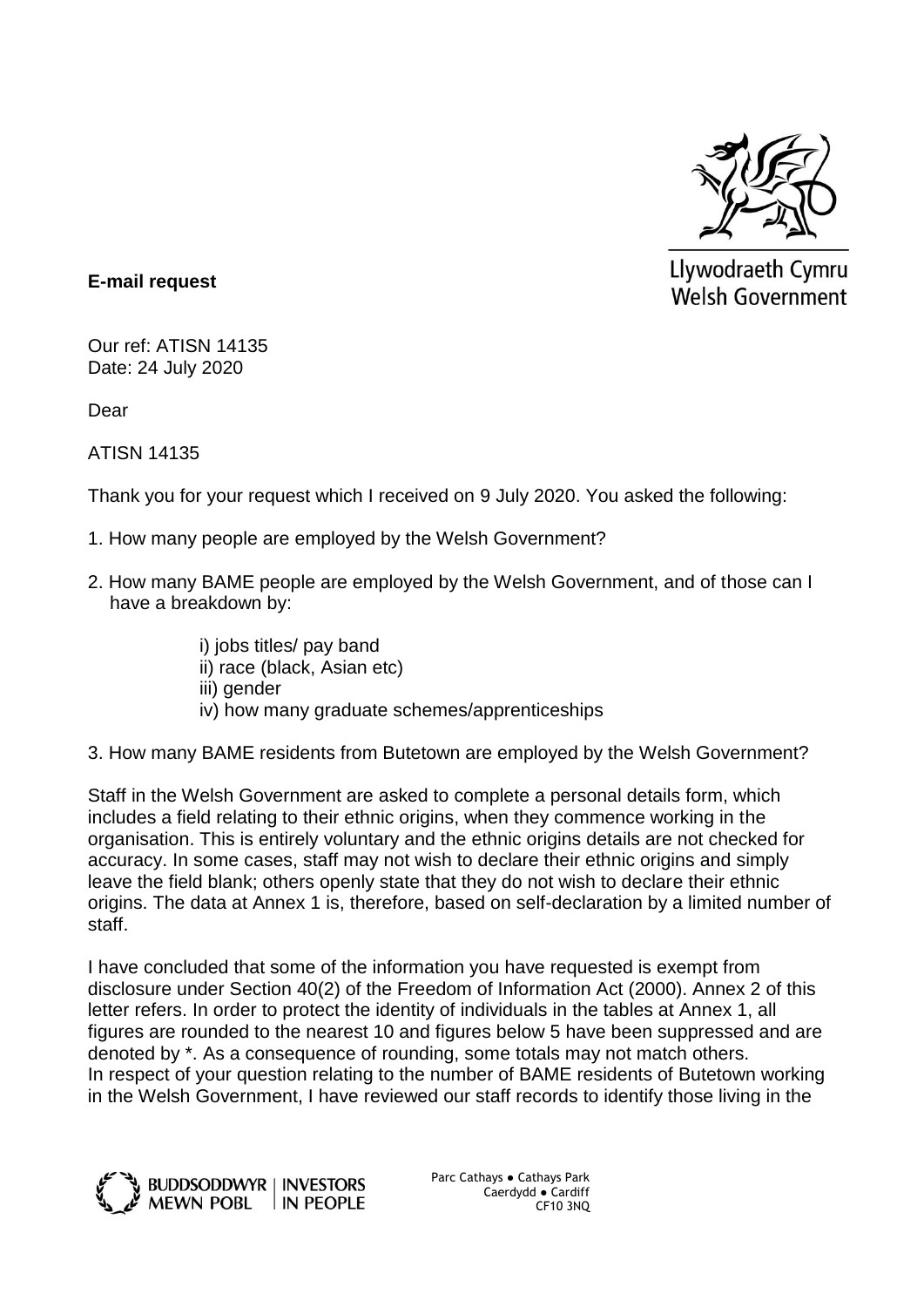Llywodraeth Cymru
Welsh Government

**E-mail request**

Our ref: ATISN 14135
Date: 24 July 2020

Dear

ATISN 14135

Thank you for your request which I received on 9 July 2020. You asked the following:

1. How many people are employed by the Welsh Government?

2. How many BAME people are employed by the Welsh Government, and of those can I have a breakdown by:

    i) jobs titles/ pay band
    ii) race (black, Asian etc)
    iii) gender
    iv) how many graduate schemes/apprenticeships

3. How many BAME residents from Butetown are employed by the Welsh Government?

Staff in the Welsh Government are asked to complete a personal details form, which includes a field relating to their ethnic origins, when they commence working in the organisation. This is entirely voluntary and the ethnic origins details are not checked for accuracy. In some cases, staff may not wish to declare their ethnic origins and simply leave the field blank; others openly state that they do not wish to declare their ethnic origins. The data at Annex 1 is, therefore, based on self-declaration by a limited number of staff.

I have concluded that some of the information you have requested is exempt from disclosure under Section 40(2) of the Freedom of Information Act (2000). Annex 2 of this letter refers. In order to protect the identity of individuals in the tables at Annex 1, all figures are rounded to the nearest 10 and figures below 5 have been suppressed and are denoted by *. As a consequence of rounding, some totals may not match others.
In respect of your question relating to the number of BAME residents of Butetown working in the Welsh Government, I have reviewed our staff records to identify those living in the

BUDDSODDWYR MEWN POBL | INVESTORS IN PEOPLE

Parc Cathays ● Cathays Park
Caerdydd ● Cardiff
CF10 3NQ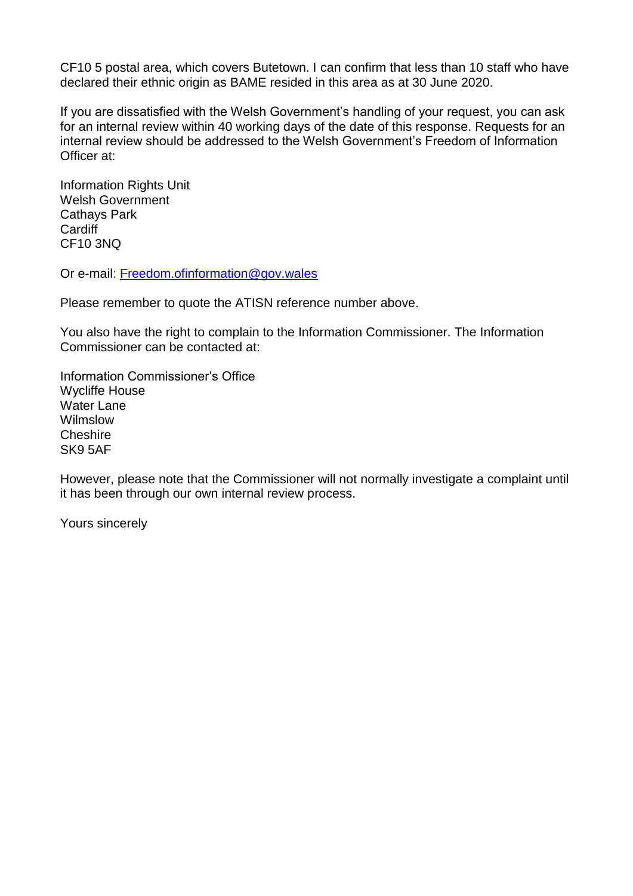CF10 5 postal area, which covers Butetown. I can confirm that less than 10 staff who have declared their ethnic origin as BAME resided in this area as at 30 June 2020.

If you are dissatisfied with the Welsh Government's handling of your request, you can ask for an internal review within 40 working days of the date of this response. Requests for an internal review should be addressed to the Welsh Government's Freedom of Information Officer at:

Information Rights Unit  
Welsh Government  
Cathays Park  
Cardiff  
CF10 3NQ

Or e-mail: [Freedom.ofinformation@gov.wales](mailto:Freedom.ofinformation@gov.wales)

Please remember to quote the ATISN reference number above.

You also have the right to complain to the Information Commissioner. The Information Commissioner can be contacted at:

Information Commissioner's Office  
Wycliffe House  
Water Lane  
Wilmslow  
Cheshire  
SK9 5AF

However, please note that the Commissioner will not normally investigate a complaint until it has been through our own internal review process.

Yours sincerely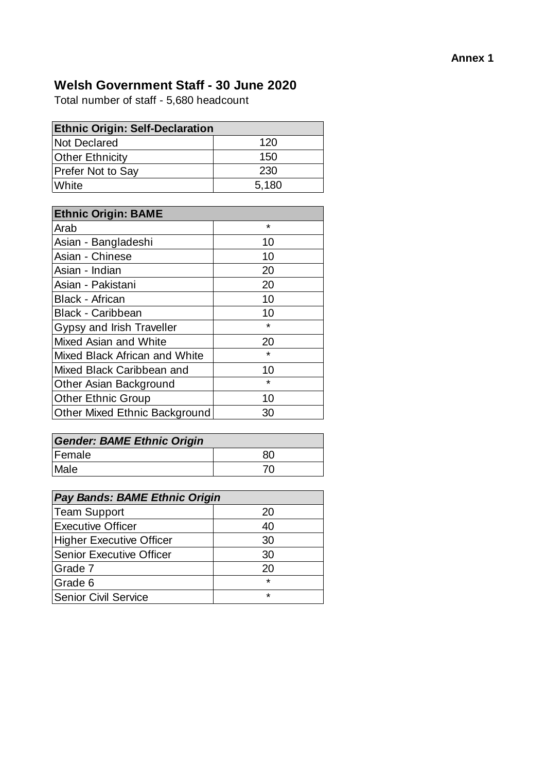**Annex 1**

## Welsh Government Staff - 30 June 2020

Total number of staff - 5,680 headcount

| Ethnic Origin: Self-Declaration | |
|---|---|
| Not Declared | 120 |
| Other Ethnicity | 150 |
| Prefer Not to Say | 230 |
| White | 5,180 |

| Ethnic Origin: BAME | |
|---|---|
| Arab | * |
| Asian - Bangladeshi | 10 |
| Asian - Chinese | 10 |
| Asian - Indian | 20 |
| Asian - Pakistani | 20 |
| Black - African | 10 |
| Black - Caribbean | 10 |
| Gypsy and Irish Traveller | * |
| Mixed Asian and White | 20 |
| Mixed Black African and White | * |
| Mixed Black Caribbean and | 10 |
| Other Asian Background | * |
| Other Ethnic Group | 10 |
| Other Mixed Ethnic Background | 30 |

| *Gender: BAME Ethnic Origin* | |
|---|---|
| Female | 80 |
| Male | 70 |

| *Pay Bands: BAME Ethnic Origin* | |
|---|---|
| Team Support | 20 |
| Executive Officer | 40 |
| Higher Executive Officer | 30 |
| Senior Executive Officer | 30 |
| Grade 7 | 20 |
| Grade 6 | * |
| Senior Civil Service | * |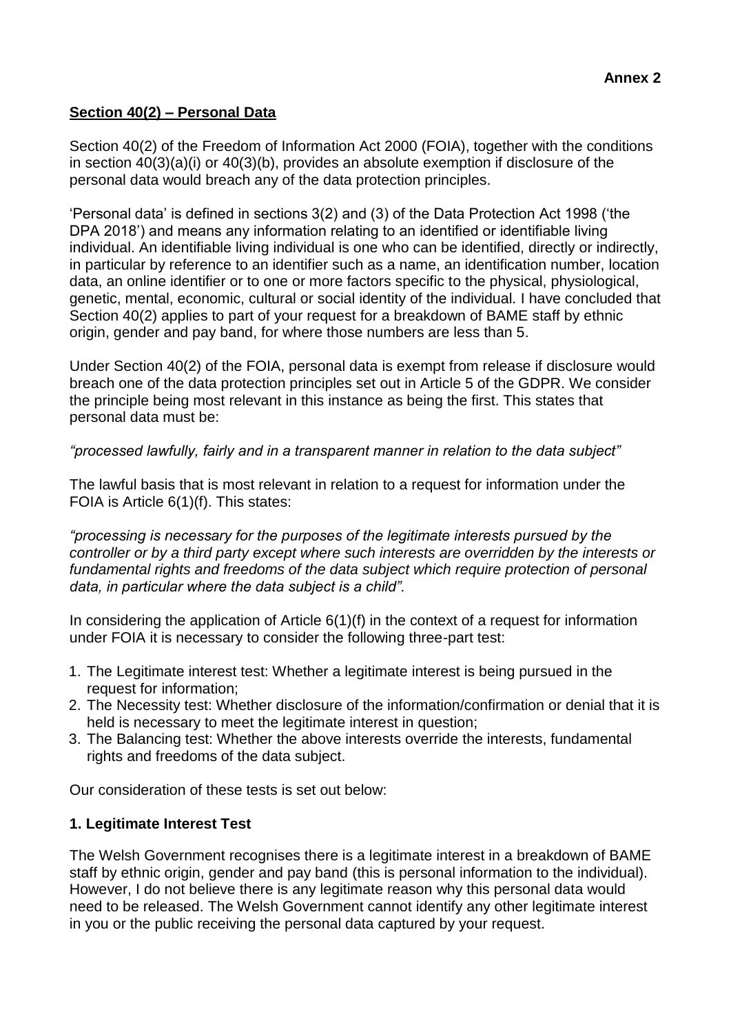**Annex 2**

## Section 40(2) – Personal Data

Section 40(2) of the Freedom of Information Act 2000 (FOIA), together with the conditions in section 40(3)(a)(i) or 40(3)(b), provides an absolute exemption if disclosure of the personal data would breach any of the data protection principles.

'Personal data' is defined in sections 3(2) and (3) of the Data Protection Act 1998 ('the DPA 2018') and means any information relating to an identified or identifiable living individual. An identifiable living individual is one who can be identified, directly or indirectly, in particular by reference to an identifier such as a name, an identification number, location data, an online identifier or to one or more factors specific to the physical, physiological, genetic, mental, economic, cultural or social identity of the individual. I have concluded that Section 40(2) applies to part of your request for a breakdown of BAME staff by ethnic origin, gender and pay band, for where those numbers are less than 5.

Under Section 40(2) of the FOIA, personal data is exempt from release if disclosure would breach one of the data protection principles set out in Article 5 of the GDPR. We consider the principle being most relevant in this instance as being the first. This states that personal data must be:

*"processed lawfully, fairly and in a transparent manner in relation to the data subject"*

The lawful basis that is most relevant in relation to a request for information under the FOIA is Article 6(1)(f). This states:

*"processing is necessary for the purposes of the legitimate interests pursued by the controller or by a third party except where such interests are overridden by the interests or fundamental rights and freedoms of the data subject which require protection of personal data, in particular where the data subject is a child".*

In considering the application of Article 6(1)(f) in the context of a request for information under FOIA it is necessary to consider the following three-part test:

1. The Legitimate interest test: Whether a legitimate interest is being pursued in the request for information;
2. The Necessity test: Whether disclosure of the information/confirmation or denial that it is held is necessary to meet the legitimate interest in question;
3. The Balancing test: Whether the above interests override the interests, fundamental rights and freedoms of the data subject.

Our consideration of these tests is set out below:

### 1. Legitimate Interest Test

The Welsh Government recognises there is a legitimate interest in a breakdown of BAME staff by ethnic origin, gender and pay band (this is personal information to the individual). However, I do not believe there is any legitimate reason why this personal data would need to be released. The Welsh Government cannot identify any other legitimate interest in you or the public receiving the personal data captured by your request.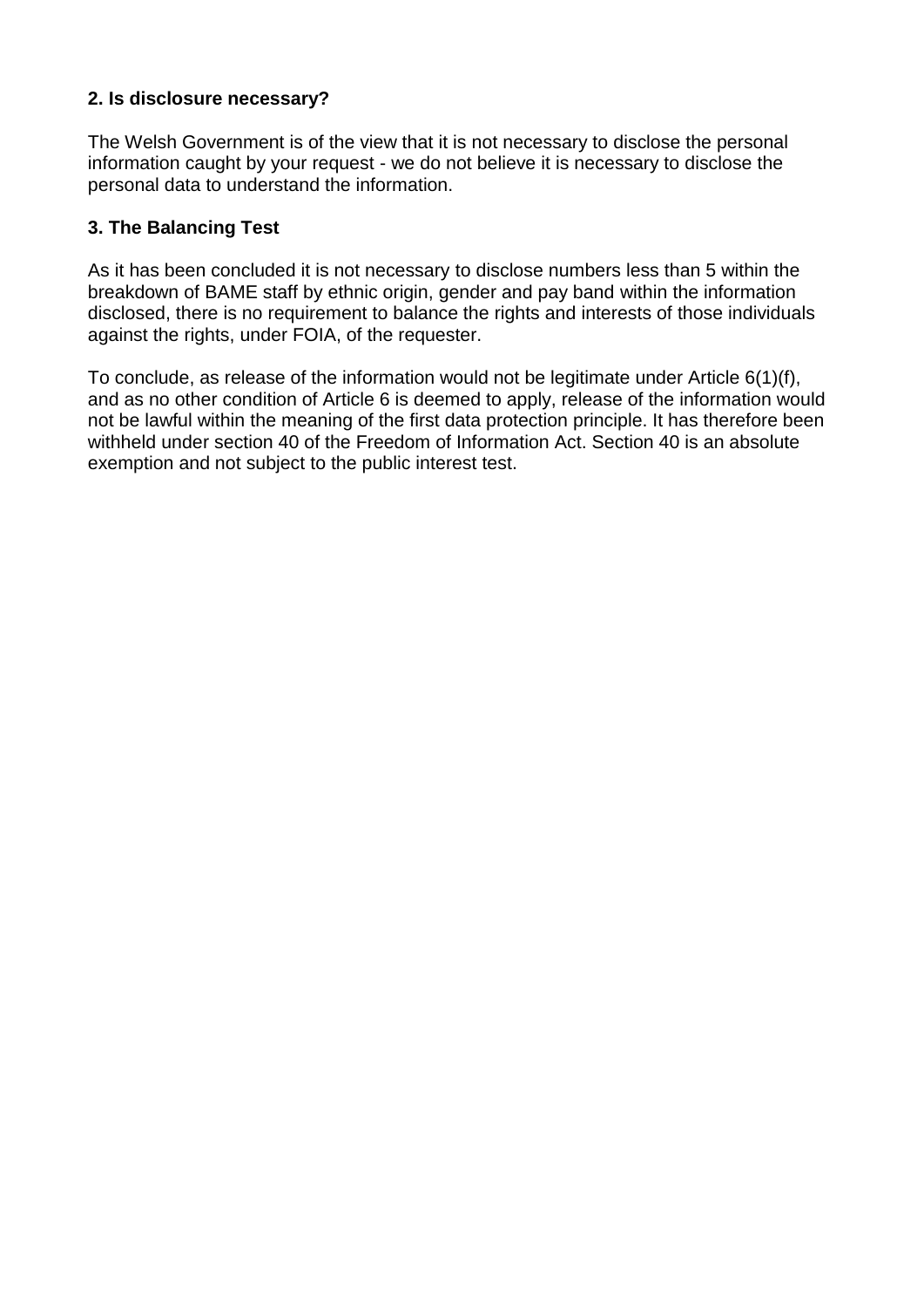### 2. Is disclosure necessary?

The Welsh Government is of the view that it is not necessary to disclose the personal information caught by your request - we do not believe it is necessary to disclose the personal data to understand the information.

### 3. The Balancing Test

As it has been concluded it is not necessary to disclose numbers less than 5 within the breakdown of BAME staff by ethnic origin, gender and pay band within the information disclosed, there is no requirement to balance the rights and interests of those individuals against the rights, under FOIA, of the requester.

To conclude, as release of the information would not be legitimate under Article 6(1)(f), and as no other condition of Article 6 is deemed to apply, release of the information would not be lawful within the meaning of the first data protection principle. It has therefore been withheld under section 40 of the Freedom of Information Act. Section 40 is an absolute exemption and not subject to the public interest test.